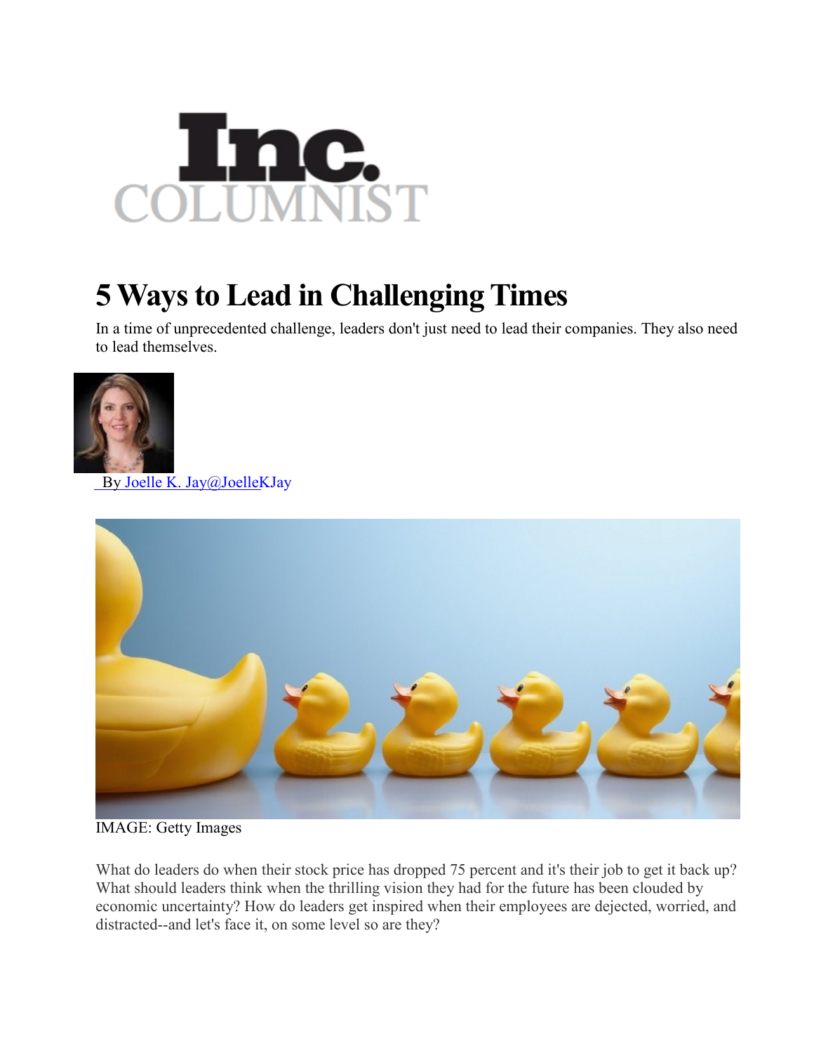Inc. COLUMNIST

# 5 Ways to Lead in Challenging Times

In a time of unprecedented challenge, leaders don't just need to lead their companies. They also need to lead themselves.

By Joelle K. Jay@JoelleKJay

IMAGE: Getty Images

What do leaders do when their stock price has dropped 75 percent and it's their job to get it back up? What should leaders think when the thrilling vision they had for the future has been clouded by economic uncertainty? How do leaders get inspired when their employees are dejected, worried, and distracted--and let's face it, on some level so are they?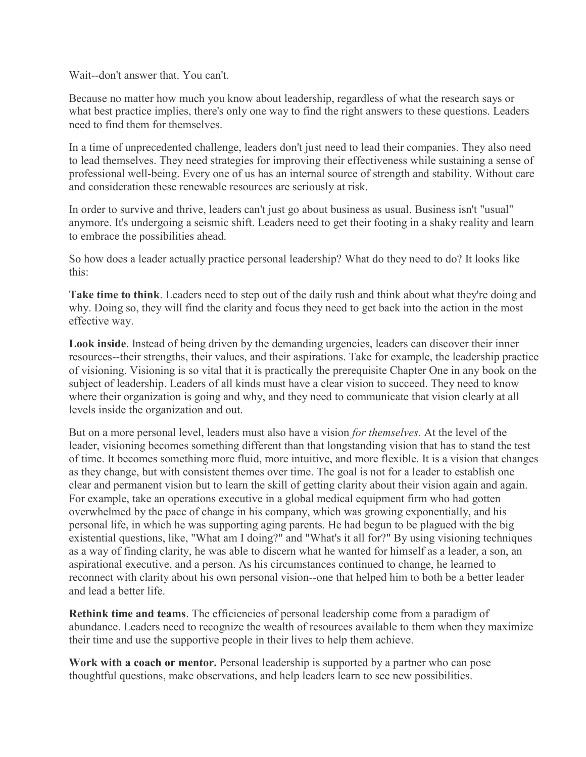Wait--don't answer that. You can't.

Because no matter how much you know about leadership, regardless of what the research says or what best practice implies, there's only one way to find the right answers to these questions. Leaders need to find them for themselves.

In a time of unprecedented challenge, leaders don't just need to lead their companies. They also need to lead themselves. They need strategies for improving their effectiveness while sustaining a sense of professional well-being. Every one of us has an internal source of strength and stability. Without care and consideration these renewable resources are seriously at risk.

In order to survive and thrive, leaders can't just go about business as usual. Business isn't "usual" anymore. It's undergoing a seismic shift. Leaders need to get their footing in a shaky reality and learn to embrace the possibilities ahead.

So how does a leader actually practice personal leadership? What do they need to do? It looks like this:

**Take time to think**. Leaders need to step out of the daily rush and think about what they're doing and why. Doing so, they will find the clarity and focus they need to get back into the action in the most effective way.

**Look inside**. Instead of being driven by the demanding urgencies, leaders can discover their inner resources--their strengths, their values, and their aspirations. Take for example, the leadership practice of visioning. Visioning is so vital that it is practically the prerequisite Chapter One in any book on the subject of leadership. Leaders of all kinds must have a clear vision to succeed. They need to know where their organization is going and why, and they need to communicate that vision clearly at all levels inside the organization and out.

But on a more personal level, leaders must also have a vision *for themselves.* At the level of the leader, visioning becomes something different than that longstanding vision that has to stand the test of time. It becomes something more fluid, more intuitive, and more flexible. It is a vision that changes as they change, but with consistent themes over time. The goal is not for a leader to establish one clear and permanent vision but to learn the skill of getting clarity about their vision again and again. For example, take an operations executive in a global medical equipment firm who had gotten overwhelmed by the pace of change in his company, which was growing exponentially, and his personal life, in which he was supporting aging parents. He had begun to be plagued with the big existential questions, like, "What am I doing?" and "What's it all for?" By using visioning techniques as a way of finding clarity, he was able to discern what he wanted for himself as a leader, a son, an aspirational executive, and a person. As his circumstances continued to change, he learned to reconnect with clarity about his own personal vision--one that helped him to both be a better leader and lead a better life.

**Rethink time and teams**. The efficiencies of personal leadership come from a paradigm of abundance. Leaders need to recognize the wealth of resources available to them when they maximize their time and use the supportive people in their lives to help them achieve.

**Work with a coach or mentor.** Personal leadership is supported by a partner who can pose thoughtful questions, make observations, and help leaders learn to see new possibilities.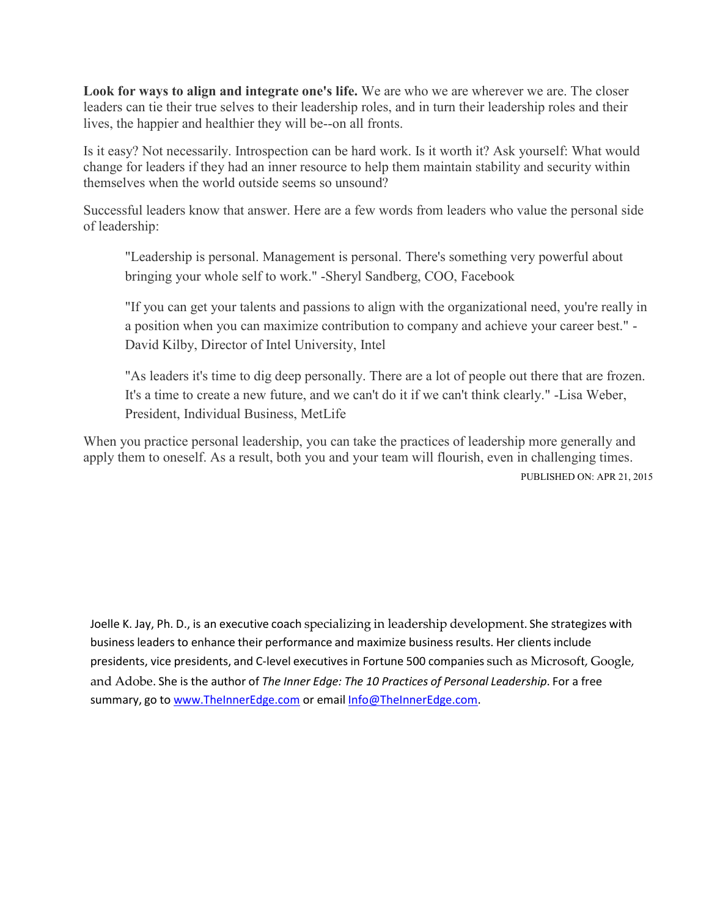**Look for ways to align and integrate one's life.** We are who we are wherever we are. The closer leaders can tie their true selves to their leadership roles, and in turn their leadership roles and their lives, the happier and healthier they will be--on all fronts.

Is it easy? Not necessarily. Introspection can be hard work. Is it worth it? Ask yourself: What would change for leaders if they had an inner resource to help them maintain stability and security within themselves when the world outside seems so unsound?

Successful leaders know that answer. Here are a few words from leaders who value the personal side of leadership:

> "Leadership is personal. Management is personal. There's something very powerful about bringing your whole self to work." -Sheryl Sandberg, COO, Facebook
>
> "If you can get your talents and passions to align with the organizational need, you're really in a position when you can maximize contribution to company and achieve your career best." - David Kilby, Director of Intel University, Intel
>
> "As leaders it's time to dig deep personally. There are a lot of people out there that are frozen. It's a time to create a new future, and we can't do it if we can't think clearly." -Lisa Weber, President, Individual Business, MetLife

When you practice personal leadership, you can take the practices of leadership more generally and apply them to oneself. As a result, both you and your team will flourish, even in challenging times.

PUBLISHED ON: APR 21, 2015

Joelle K. Jay, Ph. D., is an executive coach specializing in leadership development. She strategizes with business leaders to enhance their performance and maximize business results. Her clients include presidents, vice presidents, and C-level executives in Fortune 500 companies such as Microsoft, Google, and Adobe. She is the author of *The Inner Edge: The 10 Practices of Personal Leadership*. For a free summary, go to [www.TheInnerEdge.com](http://www.TheInnerEdge.com) or email [Info@TheInnerEdge.com](mailto:Info@TheInnerEdge.com).